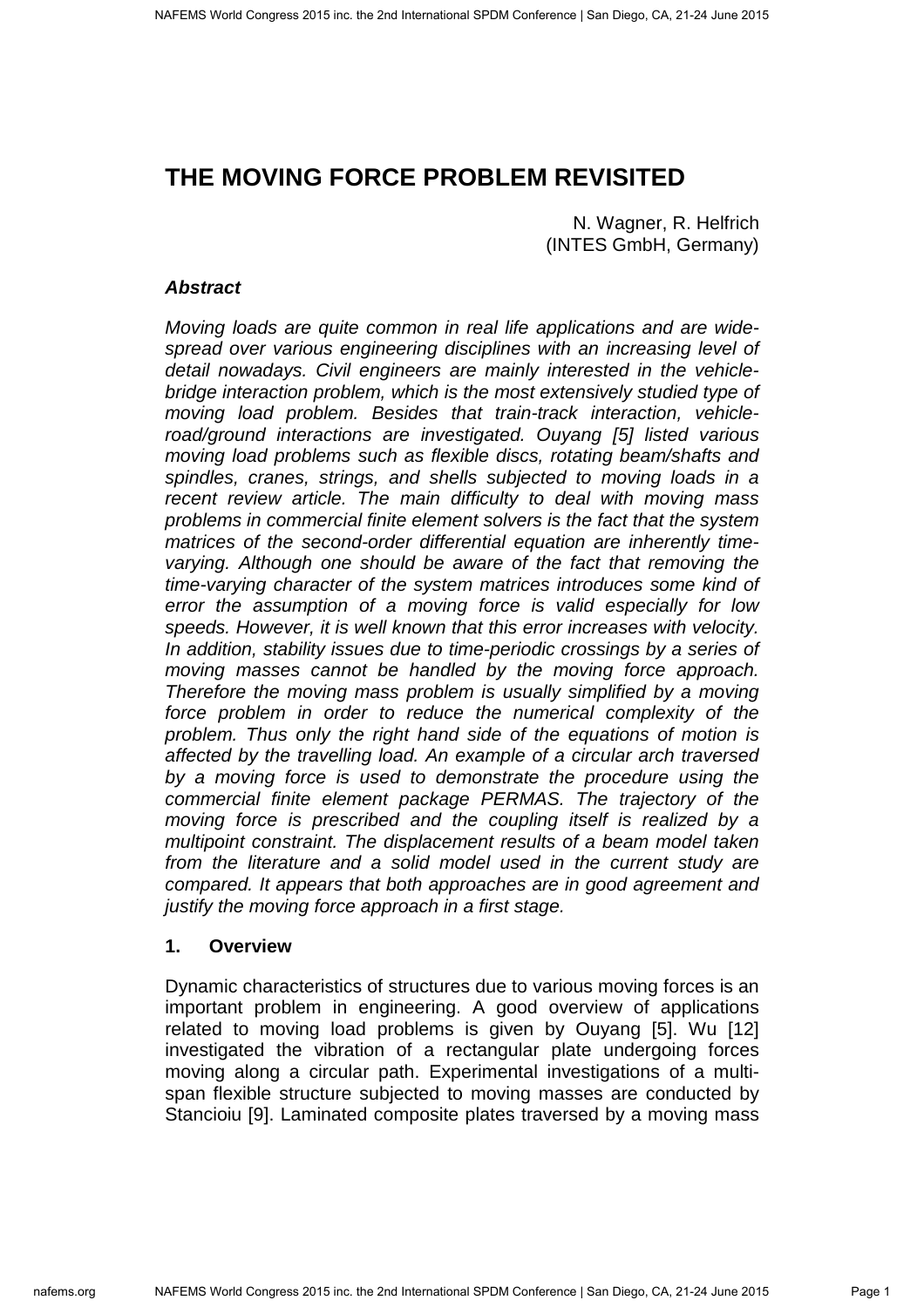# THE MOVING FORCE PROBLEM REVISITED

N. Wagner, R. Helfrich
(INTES GmbH, Germany)

### *Abstract*

*Moving loads are quite common in real life applications and are wide-spread over various engineering disciplines with an increasing level of detail nowadays. Civil engineers are mainly interested in the vehicle-bridge interaction problem, which is the most extensively studied type of moving load problem. Besides that train-track interaction, vehicle-road/ground interactions are investigated. Ouyang [5] listed various moving load problems such as flexible discs, rotating beam/shafts and spindles, cranes, strings, and shells subjected to moving loads in a recent review article. The main difficulty to deal with moving mass problems in commercial finite element solvers is the fact that the system matrices of the second-order differential equation are inherently time-varying. Although one should be aware of the fact that removing the time-varying character of the system matrices introduces some kind of error the assumption of a moving force is valid especially for low speeds. However, it is well known that this error increases with velocity. In addition, stability issues due to time-periodic crossings by a series of moving masses cannot be handled by the moving force approach. Therefore the moving mass problem is usually simplified by a moving force problem in order to reduce the numerical complexity of the problem. Thus only the right hand side of the equations of motion is affected by the travelling load. An example of a circular arch traversed by a moving force is used to demonstrate the procedure using the commercial finite element package PERMAS. The trajectory of the moving force is prescribed and the coupling itself is realized by a multipoint constraint. The displacement results of a beam model taken from the literature and a solid model used in the current study are compared. It appears that both approaches are in good agreement and justify the moving force approach in a first stage.*

## 1. Overview

Dynamic characteristics of structures due to various moving forces is an important problem in engineering. A good overview of applications related to moving load problems is given by Ouyang [5]. Wu [12] investigated the vibration of a rectangular plate undergoing forces moving along a circular path. Experimental investigations of a multi-span flexible structure subjected to moving masses are conducted by Stancioiu [9]. Laminated composite plates traversed by a moving mass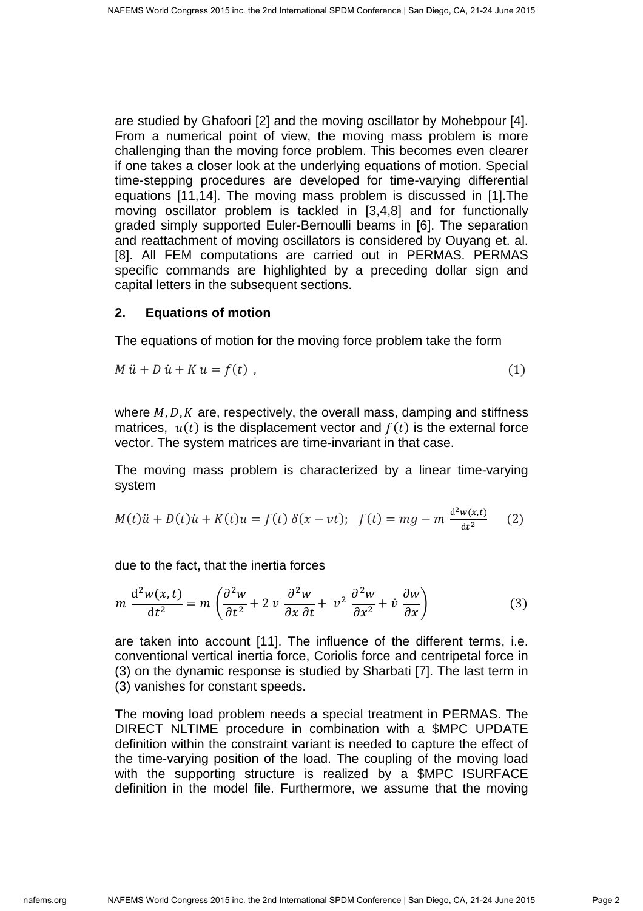are studied by Ghafoori [2] and the moving oscillator by Mohebpour [4]. From a numerical point of view, the moving mass problem is more challenging than the moving force problem. This becomes even clearer if one takes a closer look at the underlying equations of motion. Special time-stepping procedures are developed for time-varying differential equations [11,14]. The moving mass problem is discussed in [1].The moving oscillator problem is tackled in [3,4,8] and for functionally graded simply supported Euler-Bernoulli beams in [6]. The separation and reattachment of moving oscillators is considered by Ouyang et. al. [8]. All FEM computations are carried out in PERMAS. PERMAS specific commands are highlighted by a preceding dollar sign and capital letters in the subsequent sections.

## 2. Equations of motion

The equations of motion for the moving force problem take the form

$$M\,\ddot{u} + D\,\dot{u} + K\,u = f(t)\;, \tag{1}$$

where $M, D, K$ are, respectively, the overall mass, damping and stiffness matrices, $u(t)$ is the displacement vector and $f(t)$ is the external force vector. The system matrices are time-invariant in that case.

The moving mass problem is characterized by a linear time-varying system

$$M(t)\ddot{u} + D(t)\dot{u} + K(t)u = f(t)\,\delta(x - vt); \quad f(t) = mg - m\,\frac{\mathrm{d}^2 w(x,t)}{\mathrm{d}t^2} \tag{2}$$

due to the fact, that the inertia forces

$$m\,\frac{\mathrm{d}^2 w(x,t)}{\mathrm{d}t^2} = m\left(\frac{\partial^2 w}{\partial t^2} + 2\,v\,\frac{\partial^2 w}{\partial x\,\partial t} + v^2\,\frac{\partial^2 w}{\partial x^2} + \dot{v}\,\frac{\partial w}{\partial x}\right) \tag{3}$$

are taken into account [11]. The influence of the different terms, i.e. conventional vertical inertia force, Coriolis force and centripetal force in (3) on the dynamic response is studied by Sharbati [7]. The last term in (3) vanishes for constant speeds.

The moving load problem needs a special treatment in PERMAS. The DIRECT NLTIME procedure in combination with a $MPC UPDATE definition within the constraint variant is needed to capture the effect of the time-varying position of the load. The coupling of the moving load with the supporting structure is realized by a $MPC ISURFACE definition in the model file. Furthermore, we assume that the moving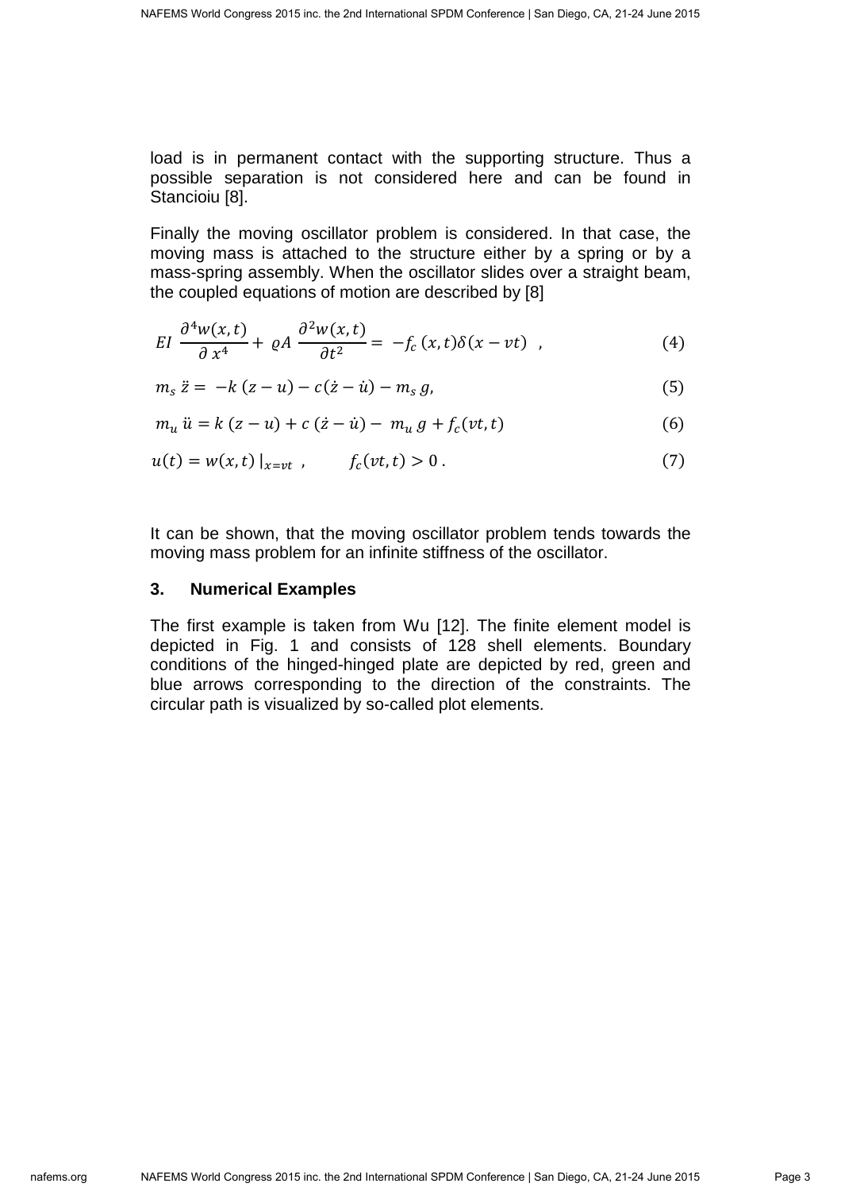load is in permanent contact with the supporting structure. Thus a possible separation is not considered here and can be found in Stancioiu [8].

Finally the moving oscillator problem is considered. In that case, the moving mass is attached to the structure either by a spring or by a mass-spring assembly. When the oscillator slides over a straight beam, the coupled equations of motion are described by [8]

$$EI\ \frac{\partial^4 w(x,t)}{\partial\, x^4} + \varrho A\ \frac{\partial^2 w(x,t)}{\partial t^2} = -f_c\,(x,t)\delta(x - vt) \quad , \tag{4}$$

$$m_s\, \ddot{z} = -k\,(z-u) - c(\dot{z} - \dot{u}) - m_s\, g, \tag{5}$$

$$m_u\, \ddot{u} = k\,(z-u) + c\,(\dot{z} - \dot{u}) - m_u\, g + f_c(vt,t) \tag{6}$$

$$u(t) = w(x,t)\,|_{x=vt} \quad , \qquad f_c(vt,t) > 0\ . \tag{7}$$

It can be shown, that the moving oscillator problem tends towards the moving mass problem for an infinite stiffness of the oscillator.

## 3. Numerical Examples

The first example is taken from Wu [12]. The finite element model is depicted in Fig. 1 and consists of 128 shell elements. Boundary conditions of the hinged-hinged plate are depicted by red, green and blue arrows corresponding to the direction of the constraints. The circular path is visualized by so-called plot elements.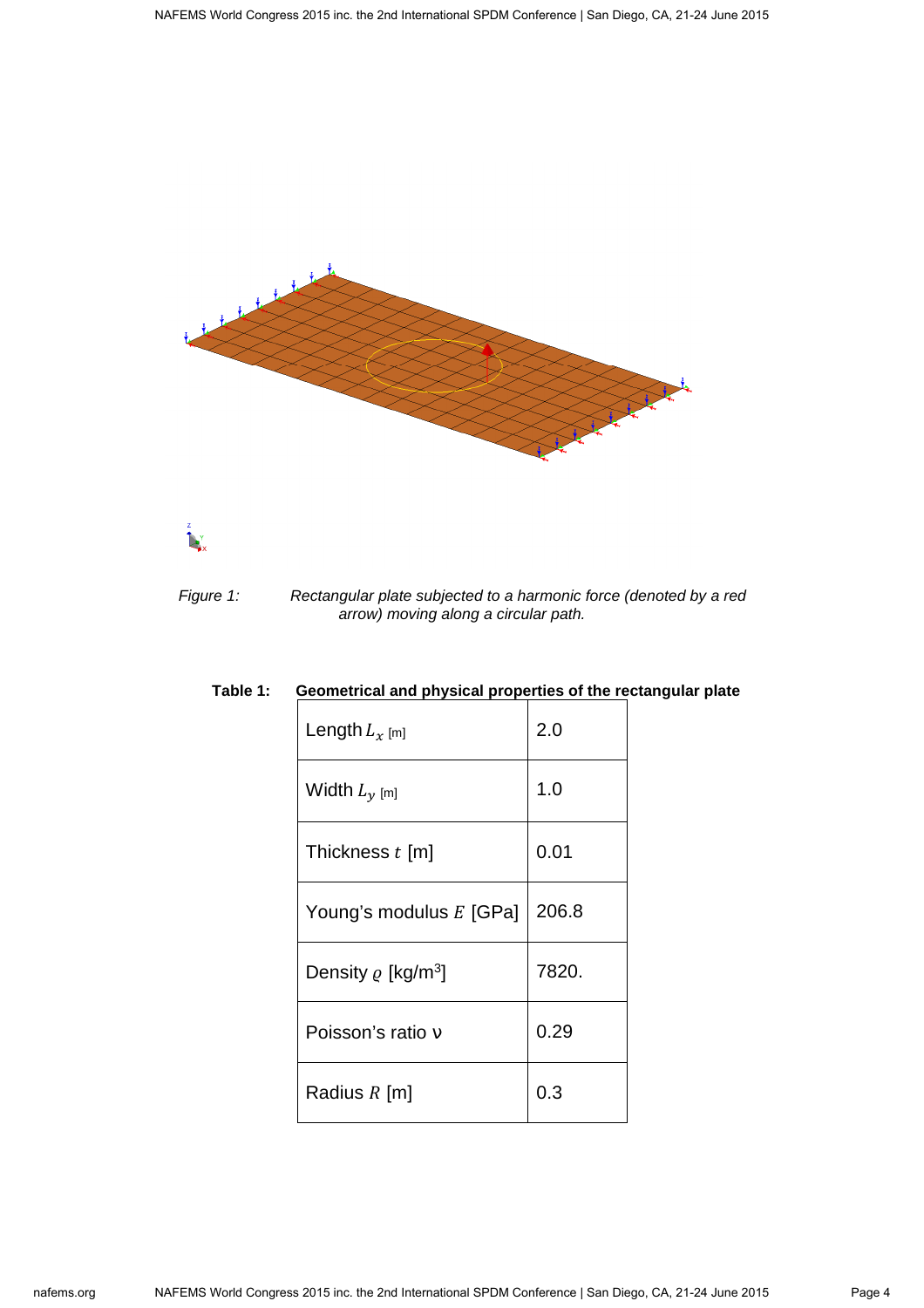Figure 1: Rectangular plate subjected to a harmonic force (denoted by a red arrow) moving along a circular path.

**Table 1: Geometrical and physical properties of the rectangular plate**

| Property | Value |
|---|---|
| Length $L_x$ [m] | 2.0 |
| Width $L_y$ [m] | 1.0 |
| Thickness $t$ [m] | 0.01 |
| Young's modulus $E$ [GPa] | 206.8 |
| Density $\varrho$ [kg/m$^3$] | 7820. |
| Poisson's ratio $\nu$ | 0.29 |
| Radius $R$ [m] | 0.3 |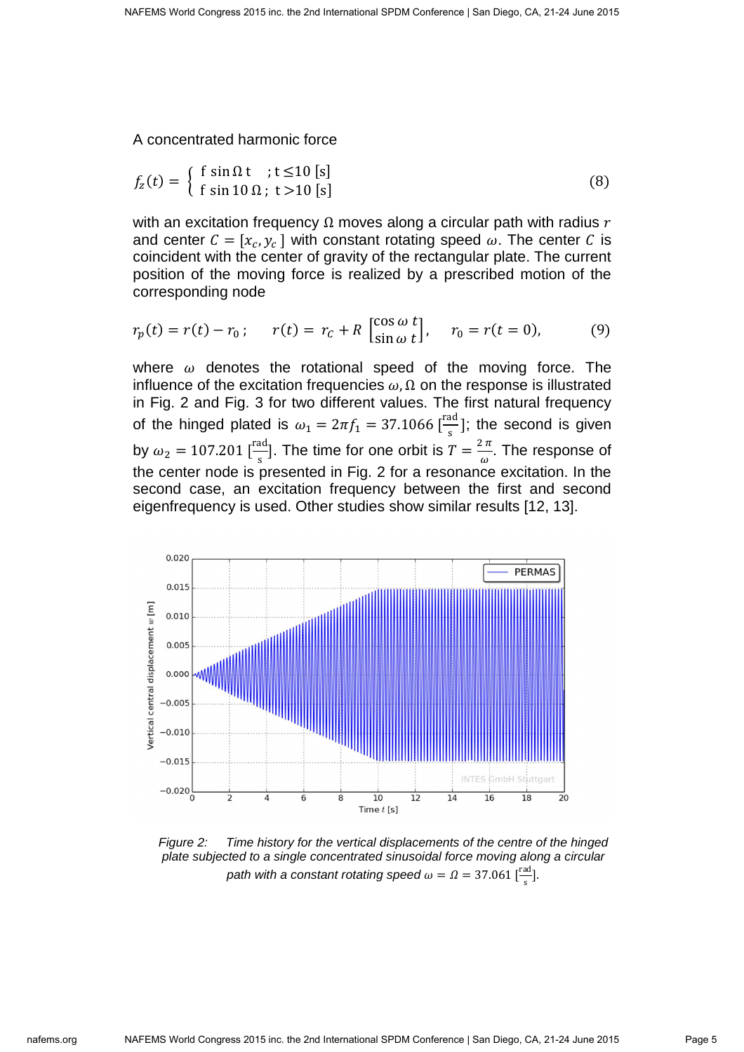A concentrated harmonic force

$$f_z(t) = \begin{cases} \text{f} \sin \Omega\, \text{t} & ; \text{t} \leq 10\ [\text{s}] \\ \text{f} \sin 10\, \Omega\,; & \text{t} > 10\ [\text{s}] \end{cases} \tag{8}$$

with an excitation frequency $\Omega$ moves along a circular path with radius $r$ and center $C = [x_c, y_c]$ with constant rotating speed $\omega$. The center $C$ is coincident with the center of gravity of the rectangular plate. The current position of the moving force is realized by a prescribed motion of the corresponding node

$$r_p(t) = r(t) - r_0\,; \qquad r(t) = r_C + R \begin{bmatrix} \cos \omega\, t \\ \sin \omega\, t \end{bmatrix}, \qquad r_0 = r(t = 0), \tag{9}$$

where $\omega$ denotes the rotational speed of the moving force. The influence of the excitation frequencies $\omega, \Omega$ on the response is illustrated in Fig. 2 and Fig. 3 for two different values. The first natural frequency of the hinged plated is $\omega_1 = 2\pi f_1 = 37.1066\ [\frac{\text{rad}}{\text{s}}]$; the second is given by $\omega_2 = 107.201\ [\frac{\text{rad}}{\text{s}}]$. The time for one orbit is $T = \frac{2\,\pi}{\omega}$. The response of the center node is presented in Fig. 2 for a resonance excitation. In the second case, an excitation frequency between the first and second eigenfrequency is used. Other studies show similar results [12, 13].

*Figure 2: Time history for the vertical displacements of the centre of the hinged plate subjected to a single concentrated sinusoidal force moving along a circular path with a constant rotating speed $\omega = \Omega = 37.061\ [\frac{\text{rad}}{\text{s}}]$.*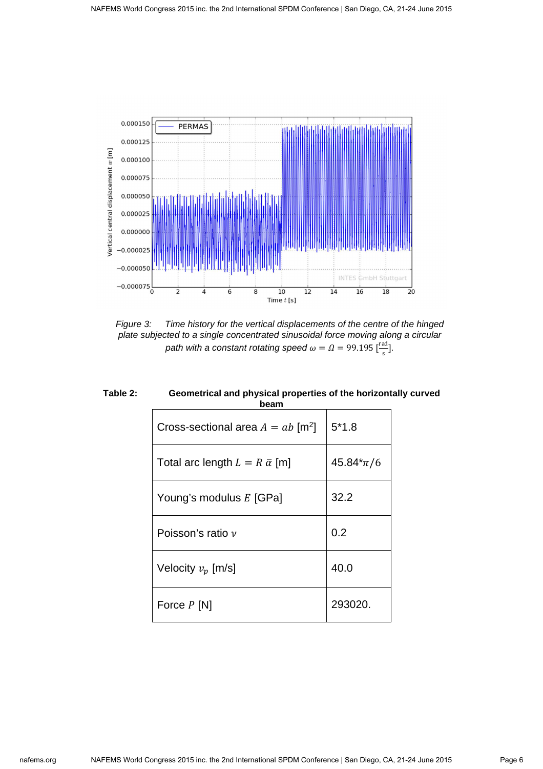*Figure 3: Time history for the vertical displacements of the centre of the hinged plate subjected to a single concentrated sinusoidal force moving along a circular path with a constant rotating speed $\omega = \Omega = 99.195$ $[\frac{\text{rad}}{\text{s}}]$.*

**Table 2: Geometrical and physical properties of the horizontally curved beam**

| | |
|---|---|
| Cross-sectional area $A = ab$ [m$^2$] | 5*1.8 |
| Total arc length $L = R\,\bar{\alpha}$ [m] | 45.84*$\pi/6$ |
| Young's modulus $E$ [GPa] | 32.2 |
| Poisson's ratio $\nu$ | 0.2 |
| Velocity $v_p$ [m/s] | 40.0 |
| Force $P$ [N] | 293020. |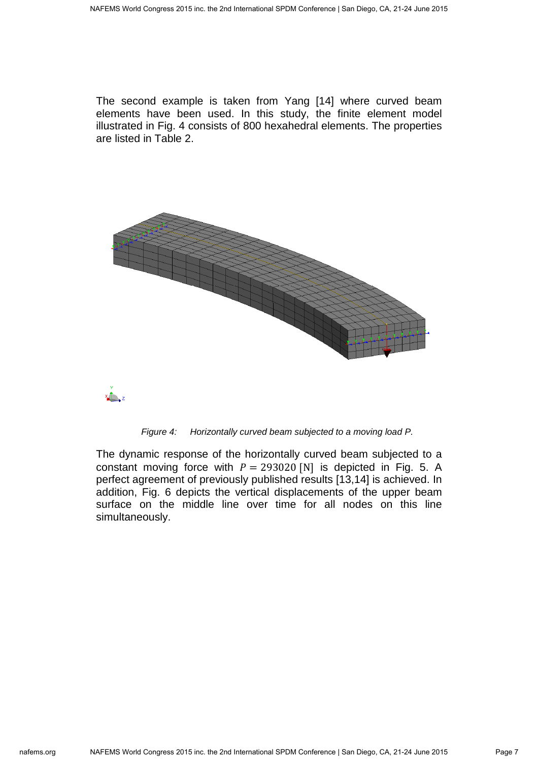The second example is taken from Yang [14] where curved beam elements have been used. In this study, the finite element model illustrated in Fig. 4 consists of 800 hexahedral elements. The properties are listed in Table 2.

Figure 4: Horizontally curved beam subjected to a moving load P.

The dynamic response of the horizontally curved beam subjected to a constant moving force with $P = 293020\ [\mathrm{N}]$ is depicted in Fig. 5. A perfect agreement of previously published results [13,14] is achieved. In addition, Fig. 6 depicts the vertical displacements of the upper beam surface on the middle line over time for all nodes on this line simultaneously.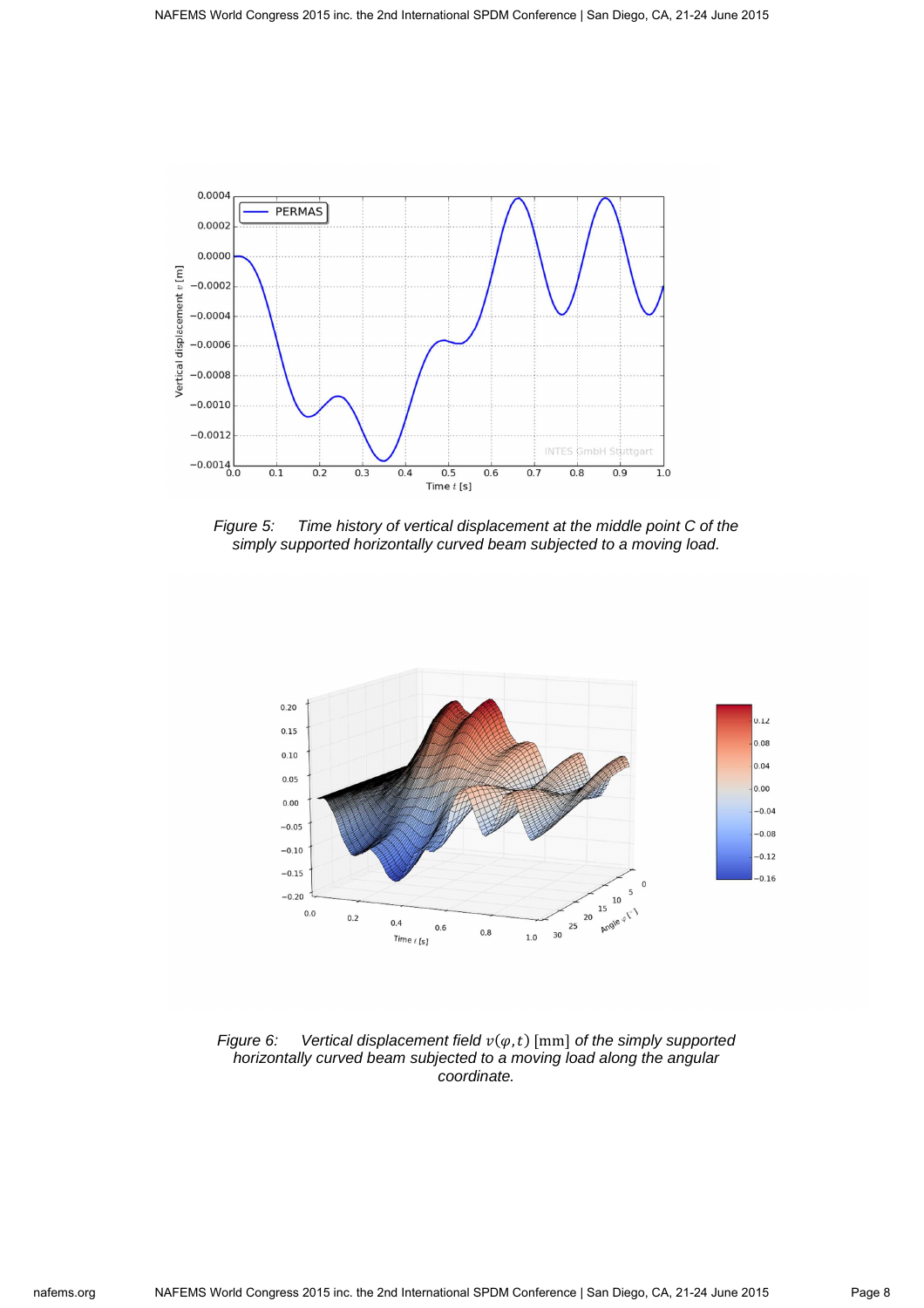Figure 5: Time history of vertical displacement at the middle point C of the simply supported horizontally curved beam subjected to a moving load.

Figure 6: Vertical displacement field $v(\varphi, t)$ $[\mathrm{mm}]$ of the simply supported horizontally curved beam subjected to a moving load along the angular coordinate.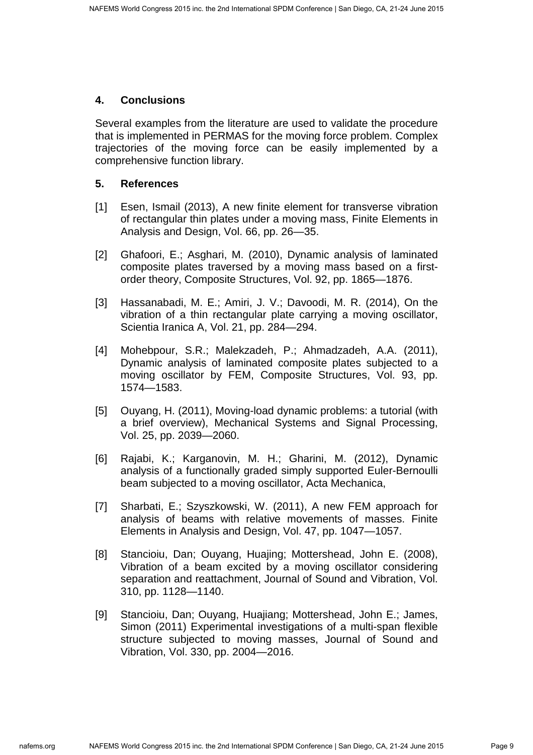## 4. Conclusions

Several examples from the literature are used to validate the procedure that is implemented in PERMAS for the moving force problem. Complex trajectories of the moving force can be easily implemented by a comprehensive function library.

## 5. References

[1] Esen, Ismail (2013), A new finite element for transverse vibration of rectangular thin plates under a moving mass, Finite Elements in Analysis and Design, Vol. 66, pp. 26—35.

[2] Ghafoori, E.; Asghari, M. (2010), Dynamic analysis of laminated composite plates traversed by a moving mass based on a first-order theory, Composite Structures, Vol. 92, pp. 1865—1876.

[3] Hassanabadi, M. E.; Amiri, J. V.; Davoodi, M. R. (2014), On the vibration of a thin rectangular plate carrying a moving oscillator, Scientia Iranica A, Vol. 21, pp. 284—294.

[4] Mohebpour, S.R.; Malekzadeh, P.; Ahmadzadeh, A.A. (2011), Dynamic analysis of laminated composite plates subjected to a moving oscillator by FEM, Composite Structures, Vol. 93, pp. 1574—1583.

[5] Ouyang, H. (2011), Moving-load dynamic problems: a tutorial (with a brief overview), Mechanical Systems and Signal Processing, Vol. 25, pp. 2039—2060.

[6] Rajabi, K.; Karganovin, M. H.; Gharini, M. (2012), Dynamic analysis of a functionally graded simply supported Euler-Bernoulli beam subjected to a moving oscillator, Acta Mechanica,

[7] Sharbati, E.; Szyszkowski, W. (2011), A new FEM approach for analysis of beams with relative movements of masses. Finite Elements in Analysis and Design, Vol. 47, pp. 1047—1057.

[8] Stancioiu, Dan; Ouyang, Huajing; Mottershead, John E. (2008), Vibration of a beam excited by a moving oscillator considering separation and reattachment, Journal of Sound and Vibration, Vol. 310, pp. 1128—1140.

[9] Stancioiu, Dan; Ouyang, Huajiang; Mottershead, John E.; James, Simon (2011) Experimental investigations of a multi-span flexible structure subjected to moving masses, Journal of Sound and Vibration, Vol. 330, pp. 2004—2016.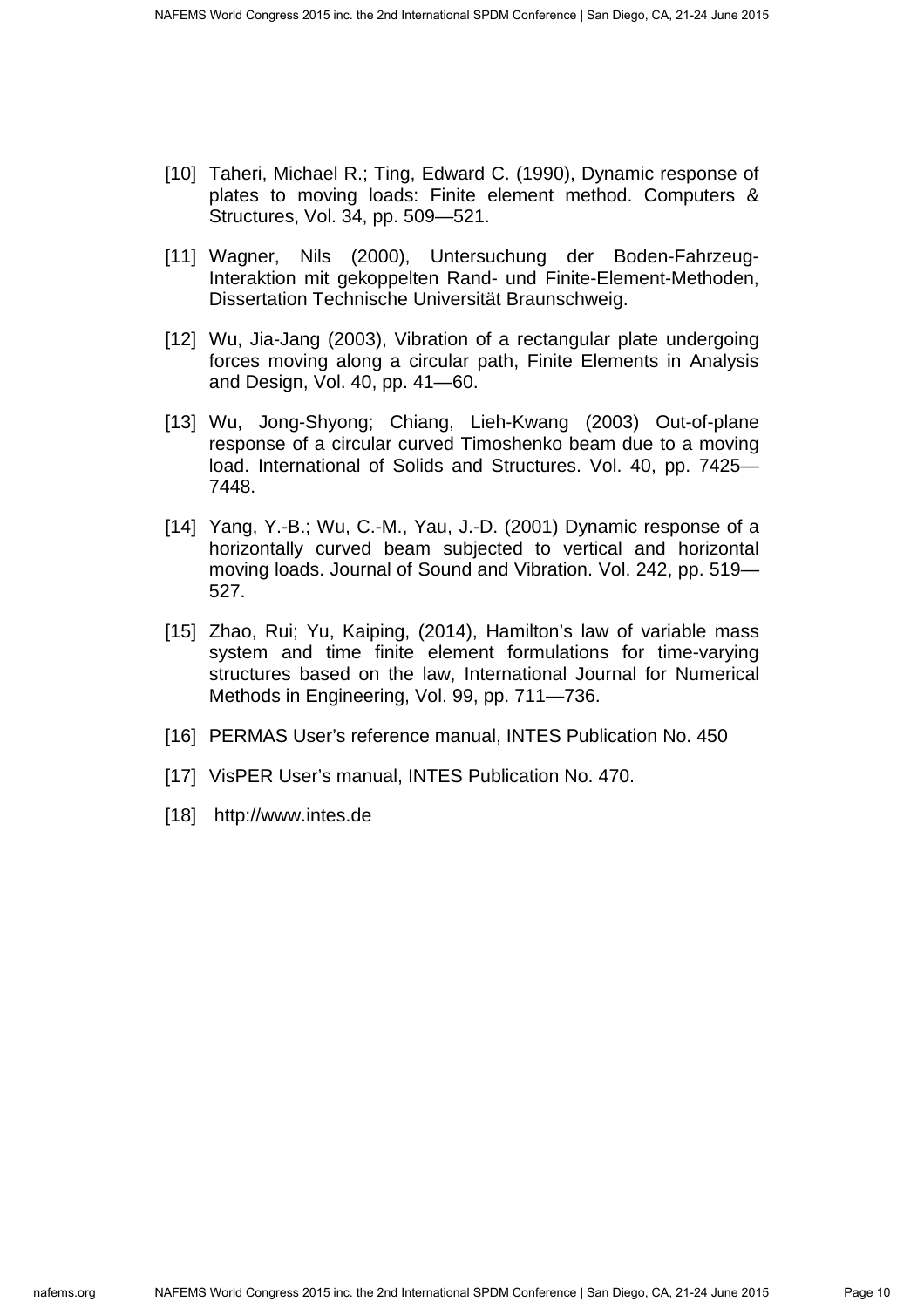[10] Taheri, Michael R.; Ting, Edward C. (1990), Dynamic response of plates to moving loads: Finite element method. Computers & Structures, Vol. 34, pp. 509—521.

[11] Wagner, Nils (2000), Untersuchung der Boden-Fahrzeug-Interaktion mit gekoppelten Rand- und Finite-Element-Methoden, Dissertation Technische Universität Braunschweig.

[12] Wu, Jia-Jang (2003), Vibration of a rectangular plate undergoing forces moving along a circular path, Finite Elements in Analysis and Design, Vol. 40, pp. 41—60.

[13] Wu, Jong-Shyong; Chiang, Lieh-Kwang (2003) Out-of-plane response of a circular curved Timoshenko beam due to a moving load. International of Solids and Structures. Vol. 40, pp. 7425—7448.

[14] Yang, Y.-B.; Wu, C.-M., Yau, J.-D. (2001) Dynamic response of a horizontally curved beam subjected to vertical and horizontal moving loads. Journal of Sound and Vibration. Vol. 242, pp. 519—527.

[15] Zhao, Rui; Yu, Kaiping, (2014), Hamilton's law of variable mass system and time finite element formulations for time-varying structures based on the law, International Journal for Numerical Methods in Engineering, Vol. 99, pp. 711—736.

[16] PERMAS User's reference manual, INTES Publication No. 450

[17] VisPER User's manual, INTES Publication No. 470.

[18] http://www.intes.de